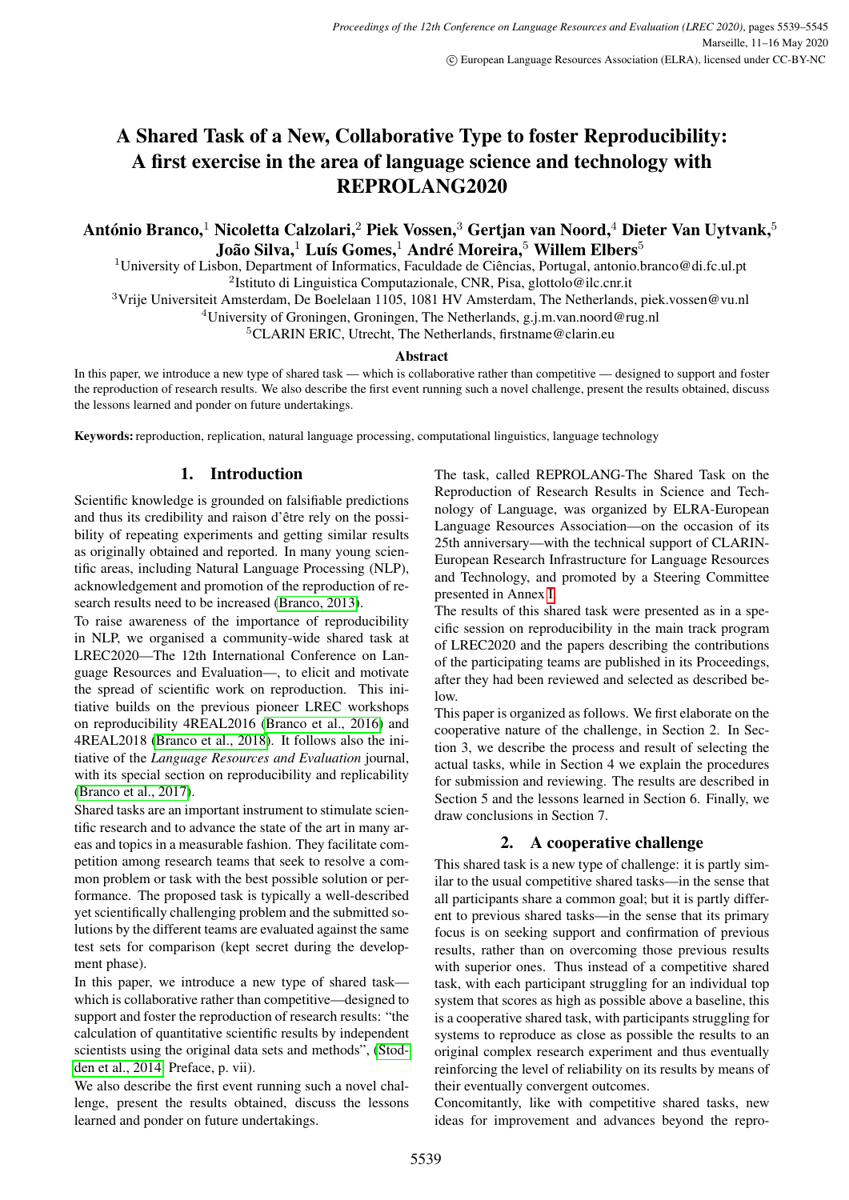# A Shared Task of a New, Collaborative Type to foster Reproducibility: A first exercise in the area of language science and technology with REPROLANG2020

**António Branco,[1] Nicoletta Calzolari,[2] Piek Vossen,[3] Gertjan van Noord,[4] Dieter Van Uytvank,[5] João Silva,[1] Luís Gomes,[1] André Moreira,[5] Willem Elbers[5]**

[1]University of Lisbon, Department of Informatics, Faculdade de Ciências, Portugal, antonio.branco@di.fc.ul.pt
[2]Istituto di Linguistica Computazionale, CNR, Pisa, glottolo@ilc.cnr.it
[3]Vrije Universiteit Amsterdam, De Boelelaan 1105, 1081 HV Amsterdam, The Netherlands, piek.vossen@vu.nl
[4]University of Groningen, Groningen, The Netherlands, g.j.m.van.noord@rug.nl
[5]CLARIN ERIC, Utrecht, The Netherlands, firstname@clarin.eu

### Abstract

In this paper, we introduce a new type of shared task — which is collaborative rather than competitive — designed to support and foster the reproduction of research results. We also describe the first event running such a novel challenge, present the results obtained, discuss the lessons learned and ponder on future undertakings.

**Keywords:** reproduction, replication, natural language processing, computational linguistics, language technology

## 1. Introduction

Scientific knowledge is grounded on falsifiable predictions and thus its credibility and raison d'être rely on the possibility of repeating experiments and getting similar results as originally obtained and reported. In many young scientific areas, including Natural Language Processing (NLP), acknowledgement and promotion of the reproduction of research results need to be increased (Branco, 2013).

To raise awareness of the importance of reproducibility in NLP, we organised a community-wide shared task at LREC2020—The 12th International Conference on Language Resources and Evaluation—, to elicit and motivate the spread of scientific work on reproduction. This initiative builds on the previous pioneer LREC workshops on reproducibility 4REAL2016 (Branco et al., 2016) and 4REAL2018 (Branco et al., 2018). It follows also the initiative of the *Language Resources and Evaluation* journal, with its special section on reproducibility and replicability (Branco et al., 2017).

Shared tasks are an important instrument to stimulate scientific research and to advance the state of the art in many areas and topics in a measurable fashion. They facilitate competition among research teams that seek to resolve a common problem or task with the best possible solution or performance. The proposed task is typically a well-described yet scientifically challenging problem and the submitted solutions by the different teams are evaluated against the same test sets for comparison (kept secret during the development phase).

In this paper, we introduce a new type of shared task—which is collaborative rather than competitive—designed to support and foster the reproduction of research results: "the calculation of quantitative scientific results by independent scientists using the original data sets and methods", (Stodden et al., 2014, Preface, p. vii).

We also describe the first event running such a novel challenge, present the results obtained, discuss the lessons learned and ponder on future undertakings.

The task, called REPROLANG-The Shared Task on the Reproduction of Research Results in Science and Technology of Language, was organized by ELRA-European Language Resources Association—on the occasion of its 25th anniversary—with the technical support of CLARIN-European Research Infrastructure for Language Resources and Technology, and promoted by a Steering Committee presented in Annex I.

The results of this shared task were presented as in a specific session on reproducibility in the main track program of LREC2020 and the papers describing the contributions of the participating teams are published in its Proceedings, after they had been reviewed and selected as described below.

This paper is organized as follows. We first elaborate on the cooperative nature of the challenge, in Section 2. In Section 3, we describe the process and result of selecting the actual tasks, while in Section 4 we explain the procedures for submission and reviewing. The results are described in Section 5 and the lessons learned in Section 6. Finally, we draw conclusions in Section 7.

## 2. A cooperative challenge

This shared task is a new type of challenge: it is partly similar to the usual competitive shared tasks—in the sense that all participants share a common goal; but it is partly different to previous shared tasks—in the sense that its primary focus is on seeking support and confirmation of previous results, rather than on overcoming those previous results with superior ones. Thus instead of a competitive shared task, with each participant struggling for an individual top system that scores as high as possible above a baseline, this is a cooperative shared task, with participants struggling for systems to reproduce as close as possible the results to an original complex research experiment and thus eventually reinforcing the level of reliability on its results by means of their eventually convergent outcomes.

Concomitantly, like with competitive shared tasks, new ideas for improvement and advances beyond the repro-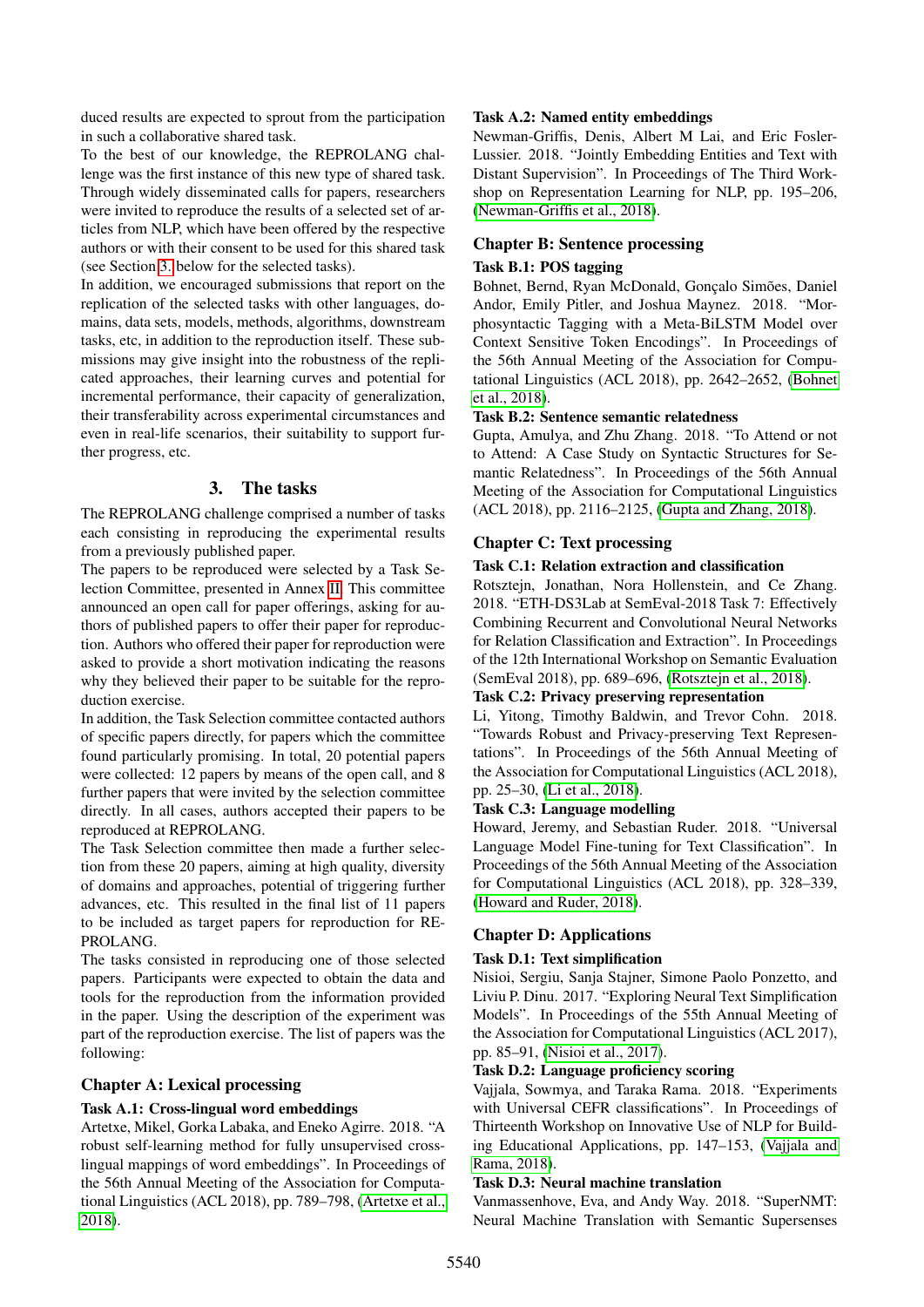duced results are expected to sprout from the participation in such a collaborative shared task.

To the best of our knowledge, the REPROLANG challenge was the first instance of this new type of shared task. Through widely disseminated calls for papers, researchers were invited to reproduce the results of a selected set of articles from NLP, which have been offered by the respective authors or with their consent to be used for this shared task (see Section 3. below for the selected tasks).

In addition, we encouraged submissions that report on the replication of the selected tasks with other languages, domains, data sets, models, methods, algorithms, downstream tasks, etc, in addition to the reproduction itself. These submissions may give insight into the robustness of the replicated approaches, their learning curves and potential for incremental performance, their capacity of generalization, their transferability across experimental circumstances and even in real-life scenarios, their suitability to support further progress, etc.

## 3. The tasks

The REPROLANG challenge comprised a number of tasks each consisting in reproducing the experimental results from a previously published paper.

The papers to be reproduced were selected by a Task Selection Committee, presented in Annex II. This committee announced an open call for paper offerings, asking for authors of published papers to offer their paper for reproduction. Authors who offered their paper for reproduction were asked to provide a short motivation indicating the reasons why they believed their paper to be suitable for the reproduction exercise.

In addition, the Task Selection committee contacted authors of specific papers directly, for papers which the committee found particularly promising. In total, 20 potential papers were collected: 12 papers by means of the open call, and 8 further papers that were invited by the selection committee directly. In all cases, authors accepted their papers to be reproduced at REPROLANG.

The Task Selection committee then made a further selection from these 20 papers, aiming at high quality, diversity of domains and approaches, potential of triggering further advances, etc. This resulted in the final list of 11 papers to be included as target papers for reproduction for REPROLANG.

The tasks consisted in reproducing one of those selected papers. Participants were expected to obtain the data and tools for the reproduction from the information provided in the paper. Using the description of the experiment was part of the reproduction exercise. The list of papers was the following:

### Chapter A: Lexical processing

#### Task A.1: Cross-lingual word embeddings

Artetxe, Mikel, Gorka Labaka, and Eneko Agirre. 2018. "A robust self-learning method for fully unsupervised cross-lingual mappings of word embeddings". In Proceedings of the 56th Annual Meeting of the Association for Computational Linguistics (ACL 2018), pp. 789–798, (Artetxe et al., 2018).

#### Task A.2: Named entity embeddings

Newman-Griffis, Denis, Albert M Lai, and Eric Fosler-Lussier. 2018. "Jointly Embedding Entities and Text with Distant Supervision". In Proceedings of The Third Workshop on Representation Learning for NLP, pp. 195–206, (Newman-Griffis et al., 2018).

### Chapter B: Sentence processing

#### Task B.1: POS tagging

Bohnet, Bernd, Ryan McDonald, Gonçalo Simões, Daniel Andor, Emily Pitler, and Joshua Maynez. 2018. "Morphosyntactic Tagging with a Meta-BiLSTM Model over Context Sensitive Token Encodings". In Proceedings of the 56th Annual Meeting of the Association for Computational Linguistics (ACL 2018), pp. 2642–2652, (Bohnet et al., 2018).

#### Task B.2: Sentence semantic relatedness

Gupta, Amulya, and Zhu Zhang. 2018. "To Attend or not to Attend: A Case Study on Syntactic Structures for Semantic Relatedness". In Proceedings of the 56th Annual Meeting of the Association for Computational Linguistics (ACL 2018), pp. 2116–2125, (Gupta and Zhang, 2018).

### Chapter C: Text processing

#### Task C.1: Relation extraction and classification

Rotsztejn, Jonathan, Nora Hollenstein, and Ce Zhang. 2018. "ETH-DS3Lab at SemEval-2018 Task 7: Effectively Combining Recurrent and Convolutional Neural Networks for Relation Classification and Extraction". In Proceedings of the 12th International Workshop on Semantic Evaluation (SemEval 2018), pp. 689–696, (Rotsztejn et al., 2018).

#### Task C.2: Privacy preserving representation

Li, Yitong, Timothy Baldwin, and Trevor Cohn. 2018. "Towards Robust and Privacy-preserving Text Representations". In Proceedings of the 56th Annual Meeting of the Association for Computational Linguistics (ACL 2018), pp. 25–30, (Li et al., 2018).

#### Task C.3: Language modelling

Howard, Jeremy, and Sebastian Ruder. 2018. "Universal Language Model Fine-tuning for Text Classification". In Proceedings of the 56th Annual Meeting of the Association for Computational Linguistics (ACL 2018), pp. 328–339, (Howard and Ruder, 2018).

### Chapter D: Applications

#### Task D.1: Text simplification

Nisioi, Sergiu, Sanja Stajner, Simone Paolo Ponzetto, and Liviu P. Dinu. 2017. "Exploring Neural Text Simplification Models". In Proceedings of the 55th Annual Meeting of the Association for Computational Linguistics (ACL 2017), pp. 85–91, (Nisioi et al., 2017).

#### Task D.2: Language proficiency scoring

Vajjala, Sowmya, and Taraka Rama. 2018. "Experiments with Universal CEFR classifications". In Proceedings of Thirteenth Workshop on Innovative Use of NLP for Building Educational Applications, pp. 147–153, (Vajjala and Rama, 2018).

#### Task D.3: Neural machine translation

Vanmassenhove, Eva, and Andy Way. 2018. "SuperNMT: Neural Machine Translation with Semantic Supersenses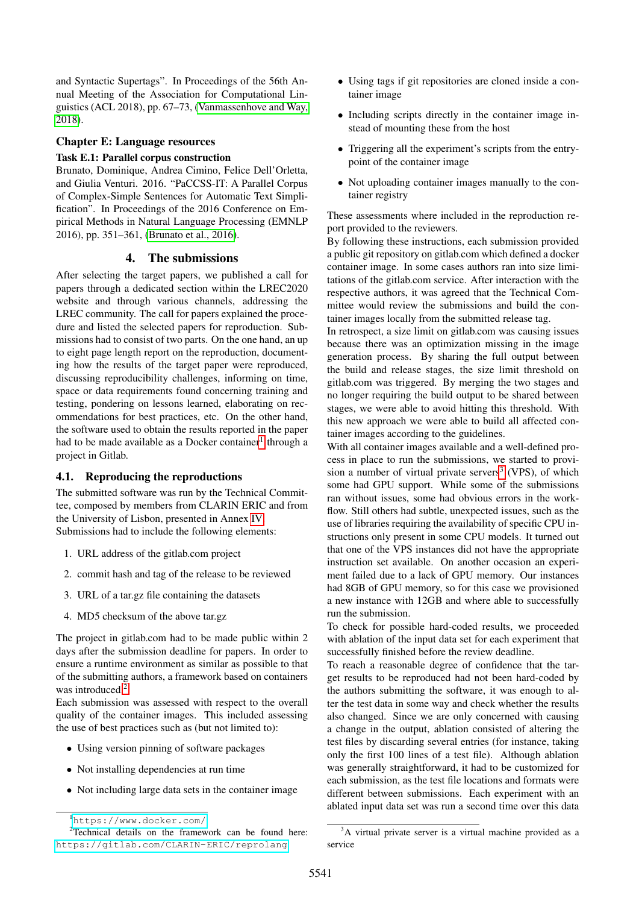and Syntactic Supertags". In Proceedings of the 56th Annual Meeting of the Association for Computational Linguistics (ACL 2018), pp. 67–73, (Vanmassenhove and Way, 2018).

### Chapter E: Language resources

**Task E.1: Parallel corpus construction**

Brunato, Dominique, Andrea Cimino, Felice Dell'Orletta, and Giulia Venturi. 2016. "PaCCSS-IT: A Parallel Corpus of Complex-Simple Sentences for Automatic Text Simplification". In Proceedings of the 2016 Conference on Empirical Methods in Natural Language Processing (EMNLP 2016), pp. 351–361, (Brunato et al., 2016).

## 4. The submissions

After selecting the target papers, we published a call for papers through a dedicated section within the LREC2020 website and through various channels, addressing the LREC community. The call for papers explained the procedure and listed the selected papers for reproduction. Submissions had to consist of two parts. On the one hand, an up to eight page length report on the reproduction, documenting how the results of the target paper were reproduced, discussing reproducibility challenges, informing on time, space or data requirements found concerning training and testing, pondering on lessons learned, elaborating on recommendations for best practices, etc. On the other hand, the software used to obtain the results reported in the paper had to be made available as a Docker container[1] through a project in Gitlab.

### 4.1. Reproducing the reproductions

The submitted software was run by the Technical Committee, composed by members from CLARIN ERIC and from the University of Lisbon, presented in Annex IV.

Submissions had to include the following elements:

1. URL address of the gitlab.com project
2. commit hash and tag of the release to be reviewed
3. URL of a tar.gz file containing the datasets
4. MD5 checksum of the above tar.gz

The project in gitlab.com had to be made public within 2 days after the submission deadline for papers. In order to ensure a runtime environment as similar as possible to that of the submitting authors, a framework based on containers was introduced.[2]

Each submission was assessed with respect to the overall quality of the container images. This included assessing the use of best practices such as (but not limited to):

- Using version pinning of software packages
- Not installing dependencies at run time
- Not including large data sets in the container image
- Using tags if git repositories are cloned inside a container image
- Including scripts directly in the container image instead of mounting these from the host
- Triggering all the experiment's scripts from the entrypoint of the container image
- Not uploading container images manually to the container registry

These assessments where included in the reproduction report provided to the reviewers.

By following these instructions, each submission provided a public git repository on gitlab.com which defined a docker container image. In some cases authors ran into size limitations of the gitlab.com service. After interaction with the respective authors, it was agreed that the Technical Committee would review the submissions and build the container images locally from the submitted release tag.

In retrospect, a size limit on gitlab.com was causing issues because there was an optimization missing in the image generation process. By sharing the full output between the build and release stages, the size limit threshold on gitlab.com was triggered. By merging the two stages and no longer requiring the build output to be shared between stages, we were able to avoid hitting this threshold. With this new approach we were able to build all affected container images according to the guidelines.

With all container images available and a well-defined process in place to run the submissions, we started to provision a number of virtual private servers[3] (VPS), of which some had GPU support. While some of the submissions ran without issues, some had obvious errors in the workflow. Still others had subtle, unexpected issues, such as the use of libraries requiring the availability of specific CPU instructions only present in some CPU models. It turned out that one of the VPS instances did not have the appropriate instruction set available. On another occasion an experiment failed due to a lack of GPU memory. Our instances had 8GB of GPU memory, so for this case we provisioned a new instance with 12GB and where able to successfully run the submission.

To check for possible hard-coded results, we proceeded with ablation of the input data set for each experiment that successfully finished before the review deadline.

To reach a reasonable degree of confidence that the target results to be reproduced had not been hard-coded by the authors submitting the software, it was enough to alter the test data in some way and check whether the results also changed. Since we are only concerned with causing a change in the output, ablation consisted of altering the test files by discarding several entries (for instance, taking only the first 100 lines of a test file). Although ablation was generally straightforward, it had to be customized for each submission, as the test file locations and formats were different between submissions. Each experiment with an ablated input data set was run a second time over this data

---

[1] https://www.docker.com/

[2] Technical details on the framework can be found here: https://gitlab.com/CLARIN-ERIC/reprolang

[3] A virtual private server is a virtual machine provided as a service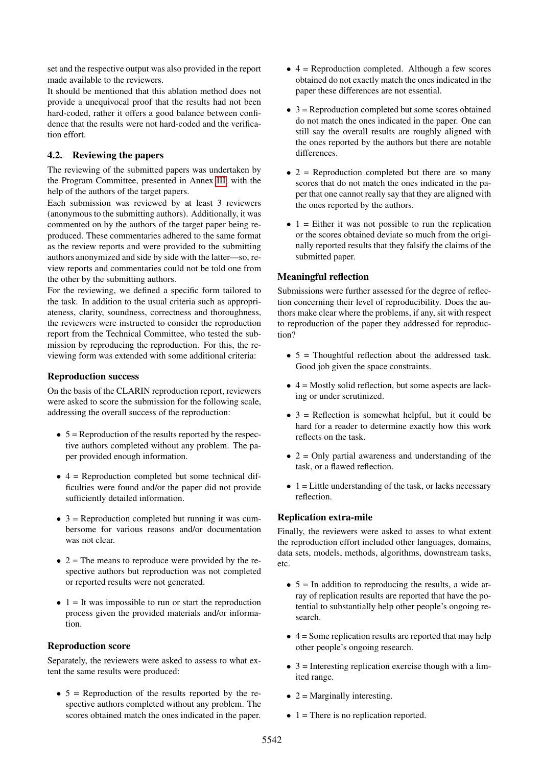set and the respective output was also provided in the report made available to the reviewers.

It should be mentioned that this ablation method does not provide a unequivocal proof that the results had not been hard-coded, rather it offers a good balance between confidence that the results were not hard-coded and the verification effort.

### 4.2. Reviewing the papers

The reviewing of the submitted papers was undertaken by the Program Committee, presented in Annex III, with the help of the authors of the target papers.

Each submission was reviewed by at least 3 reviewers (anonymous to the submitting authors). Additionally, it was commented on by the authors of the target paper being reproduced. These commentaries adhered to the same format as the review reports and were provided to the submitting authors anonymized and side by side with the latter—so, review reports and commentaries could not be told one from the other by the submitting authors.

For the reviewing, we defined a specific form tailored to the task. In addition to the usual criteria such as appropriateness, clarity, soundness, correctness and thoroughness, the reviewers were instructed to consider the reproduction report from the Technical Committee, who tested the submission by reproducing the reproduction. For this, the reviewing form was extended with some additional criteria:

#### Reproduction success

On the basis of the CLARIN reproduction report, reviewers were asked to score the submission for the following scale, addressing the overall success of the reproduction:

- 5 = Reproduction of the results reported by the respective authors completed without any problem. The paper provided enough information.
- 4 = Reproduction completed but some technical difficulties were found and/or the paper did not provide sufficiently detailed information.
- 3 = Reproduction completed but running it was cumbersome for various reasons and/or documentation was not clear.
- 2 = The means to reproduce were provided by the respective authors but reproduction was not completed or reported results were not generated.
- 1 = It was impossible to run or start the reproduction process given the provided materials and/or information.

#### Reproduction score

Separately, the reviewers were asked to assess to what extent the same results were produced:

- 5 = Reproduction of the results reported by the respective authors completed without any problem. The scores obtained match the ones indicated in the paper.
- 4 = Reproduction completed. Although a few scores obtained do not exactly match the ones indicated in the paper these differences are not essential.
- 3 = Reproduction completed but some scores obtained do not match the ones indicated in the paper. One can still say the overall results are roughly aligned with the ones reported by the authors but there are notable differences.
- 2 = Reproduction completed but there are so many scores that do not match the ones indicated in the paper that one cannot really say that they are aligned with the ones reported by the authors.
- 1 = Either it was not possible to run the replication or the scores obtained deviate so much from the originally reported results that they falsify the claims of the submitted paper.

#### Meaningful reflection

Submissions were further assessed for the degree of reflection concerning their level of reproducibility. Does the authors make clear where the problems, if any, sit with respect to reproduction of the paper they addressed for reproduction?

- 5 = Thoughtful reflection about the addressed task. Good job given the space constraints.
- 4 = Mostly solid reflection, but some aspects are lacking or under scrutinized.
- 3 = Reflection is somewhat helpful, but it could be hard for a reader to determine exactly how this work reflects on the task.
- 2 = Only partial awareness and understanding of the task, or a flawed reflection.
- 1 = Little understanding of the task, or lacks necessary reflection.

#### Replication extra-mile

Finally, the reviewers were asked to asses to what extent the reproduction effort included other languages, domains, data sets, models, methods, algorithms, downstream tasks, etc.

- 5 = In addition to reproducing the results, a wide array of replication results are reported that have the potential to substantially help other people's ongoing research.
- 4 = Some replication results are reported that may help other people's ongoing research.
- 3 = Interesting replication exercise though with a limited range.
- 2 = Marginally interesting.
- 1 = There is no replication reported.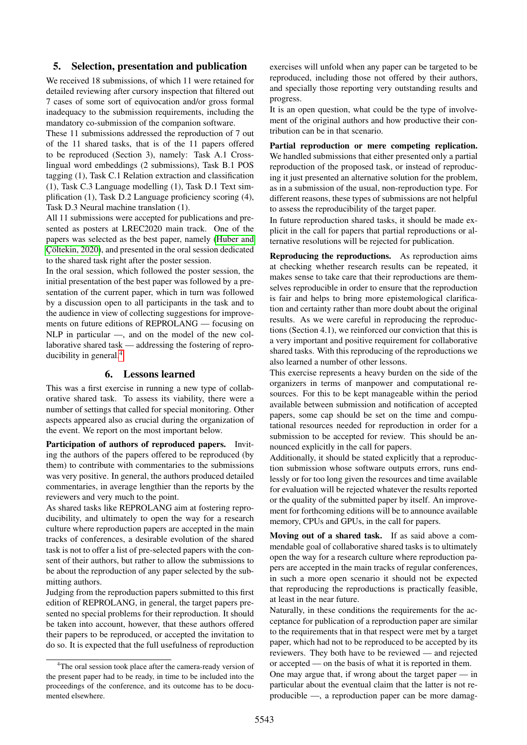## 5. Selection, presentation and publication

We received 18 submissions, of which 11 were retained for detailed reviewing after cursory inspection that filtered out 7 cases of some sort of equivocation and/or gross formal inadequacy to the submission requirements, including the mandatory co-submission of the companion software.

These 11 submissions addressed the reproduction of 7 out of the 11 shared tasks, that is of the 11 papers offered to be reproduced (Section 3), namely: Task A.1 Cross-lingual word embeddings (2 submissions), Task B.1 POS tagging (1), Task C.1 Relation extraction and classification (1), Task C.3 Language modelling (1), Task D.1 Text simplification (1), Task D.2 Language proficiency scoring (4), Task D.3 Neural machine translation (1).

All 11 submissions were accepted for publications and presented as posters at LREC2020 main track. One of the papers was selected as the best paper, namely (Huber and Çöltekin, 2020), and presented in the oral session dedicated to the shared task right after the poster session.

In the oral session, which followed the poster session, the initial presentation of the best paper was followed by a presentation of the current paper, which in turn was followed by a discussion open to all participants in the task and to the audience in view of collecting suggestions for improvements on future editions of REPROLANG — focusing on NLP in particular —, and on the model of the new collaborative shared task — addressing the fostering of reproducibility in general.[4]

## 6. Lessons learned

This was a first exercise in running a new type of collaborative shared task. To assess its viability, there were a number of settings that called for special monitoring. Other aspects appeared also as crucial during the organization of the event. We report on the most important below.

**Participation of authors of reproduced papers.** Inviting the authors of the papers offered to be reproduced (by them) to contribute with commentaries to the submissions was very positive. In general, the authors produced detailed commentaries, in average lengthier than the reports by the reviewers and very much to the point.

As shared tasks like REPROLANG aim at fostering reproducibility, and ultimately to open the way for a research culture where reproduction papers are accepted in the main tracks of conferences, a desirable evolution of the shared task is not to offer a list of pre-selected papers with the consent of their authors, but rather to allow the submissions to be about the reproduction of any paper selected by the submitting authors.

Judging from the reproduction papers submitted to this first edition of REPROLANG, in general, the target papers presented no special problems for their reproduction. It should be taken into account, however, that these authors offered their papers to be reproduced, or accepted the invitation to do so. It is expected that the full usefulness of reproduction exercises will unfold when any paper can be targeted to be reproduced, including those not offered by their authors, and specially those reporting very outstanding results and progress.

It is an open question, what could be the type of involvement of the original authors and how productive their contribution can be in that scenario.

**Partial reproduction or mere competing replication.** We handled submissions that either presented only a partial reproduction of the proposed task, or instead of reproducing it just presented an alternative solution for the problem, as in a submission of the usual, non-reproduction type. For different reasons, these types of submissions are not helpful to assess the reproducibility of the target paper.

In future reproduction shared tasks, it should be made explicit in the call for papers that partial reproductions or alternative resolutions will be rejected for publication.

**Reproducing the reproductions.** As reproduction aims at checking whether research results can be repeated, it makes sense to take care that their reproductions are themselves reproducible in order to ensure that the reproduction is fair and helps to bring more epistemological clarification and certainty rather than more doubt about the original results. As we were careful in reproducing the reproductions (Section 4.1), we reinforced our conviction that this is a very important and positive requirement for collaborative shared tasks. With this reproducing of the reproductions we also learned a number of other lessons.

This exercise represents a heavy burden on the side of the organizers in terms of manpower and computational resources. For this to be kept manageable within the period available between submission and notification of accepted papers, some cap should be set on the time and computational resources needed for reproduction in order for a submission to be accepted for review. This should be announced explicitly in the call for papers.

Additionally, it should be stated explicitly that a reproduction submission whose software outputs errors, runs endlessly or for too long given the resources and time available for evaluation will be rejected whatever the results reported or the quality of the submitted paper by itself. An improvement for forthcoming editions will be to announce available memory, CPUs and GPUs, in the call for papers.

**Moving out of a shared task.** If as said above a commendable goal of collaborative shared tasks is to ultimately open the way for a research culture where reproduction papers are accepted in the main tracks of regular conferences, in such a more open scenario it should not be expected that reproducing the reproductions is practically feasible, at least in the near future.

Naturally, in these conditions the requirements for the acceptance for publication of a reproduction paper are similar to the requirements that in that respect were met by a target paper, which had not to be reproduced to be accepted by its reviewers. They both have to be reviewed — and rejected or accepted — on the basis of what it is reported in them.

One may argue that, if wrong about the target paper — in particular about the eventual claim that the latter is not reproducible —, a reproduction paper can be more damag-

[4] The oral session took place after the camera-ready version of the present paper had to be ready, in time to be included into the proceedings of the conference, and its outcome has to be documented elsewhere.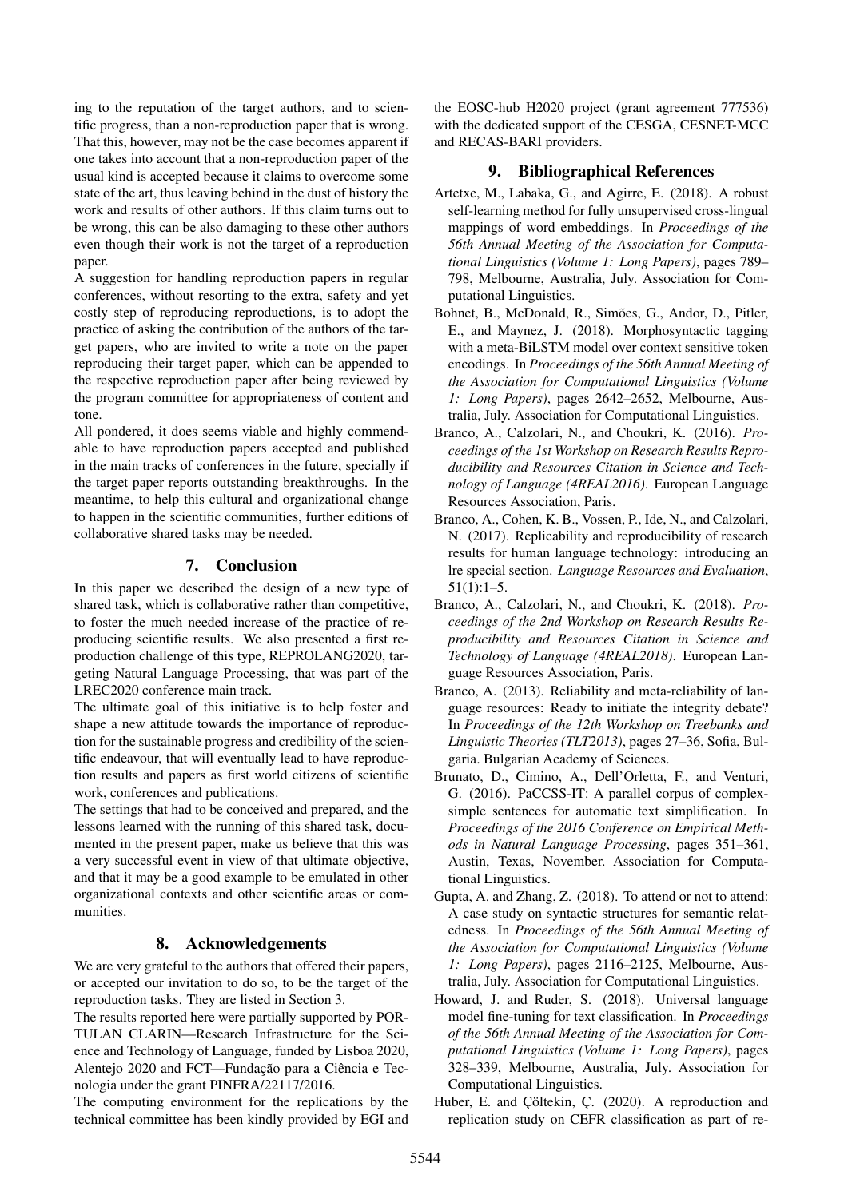ing to the reputation of the target authors, and to scientific progress, than a non-reproduction paper that is wrong. That this, however, may not be the case becomes apparent if one takes into account that a non-reproduction paper of the usual kind is accepted because it claims to overcome some state of the art, thus leaving behind in the dust of history the work and results of other authors. If this claim turns out to be wrong, this can be also damaging to these other authors even though their work is not the target of a reproduction paper.

A suggestion for handling reproduction papers in regular conferences, without resorting to the extra, safety and yet costly step of reproducing reproductions, is to adopt the practice of asking the contribution of the authors of the target papers, who are invited to write a note on the paper reproducing their target paper, which can be appended to the respective reproduction paper after being reviewed by the program committee for appropriateness of content and tone.

All pondered, it does seems viable and highly commendable to have reproduction papers accepted and published in the main tracks of conferences in the future, specially if the target paper reports outstanding breakthroughs. In the meantime, to help this cultural and organizational change to happen in the scientific communities, further editions of collaborative shared tasks may be needed.

## 7. Conclusion

In this paper we described the design of a new type of shared task, which is collaborative rather than competitive, to foster the much needed increase of the practice of reproducing scientific results. We also presented a first reproduction challenge of this type, REPROLANG2020, targeting Natural Language Processing, that was part of the LREC2020 conference main track.

The ultimate goal of this initiative is to help foster and shape a new attitude towards the importance of reproduction for the sustainable progress and credibility of the scientific endeavour, that will eventually lead to have reproduction results and papers as first world citizens of scientific work, conferences and publications.

The settings that had to be conceived and prepared, and the lessons learned with the running of this shared task, documented in the present paper, make us believe that this was a very successful event in view of that ultimate objective, and that it may be a good example to be emulated in other organizational contexts and other scientific areas or communities.

## 8. Acknowledgements

We are very grateful to the authors that offered their papers, or accepted our invitation to do so, to be the target of the reproduction tasks. They are listed in Section 3.

The results reported here were partially supported by PORTULAN CLARIN—Research Infrastructure for the Science and Technology of Language, funded by Lisboa 2020, Alentejo 2020 and FCT—Fundação para a Ciência e Tecnologia under the grant PINFRA/22117/2016.

The computing environment for the replications by the technical committee has been kindly provided by EGI and the EOSC-hub H2020 project (grant agreement 777536) with the dedicated support of the CESGA, CESNET-MCC and RECAS-BARI providers.

## 9. Bibliographical References

Artetxe, M., Labaka, G., and Agirre, E. (2018). A robust self-learning method for fully unsupervised cross-lingual mappings of word embeddings. In *Proceedings of the 56th Annual Meeting of the Association for Computational Linguistics (Volume 1: Long Papers)*, pages 789–798, Melbourne, Australia, July. Association for Computational Linguistics.

Bohnet, B., McDonald, R., Simões, G., Andor, D., Pitler, E., and Maynez, J. (2018). Morphosyntactic tagging with a meta-BiLSTM model over context sensitive token encodings. In *Proceedings of the 56th Annual Meeting of the Association for Computational Linguistics (Volume 1: Long Papers)*, pages 2642–2652, Melbourne, Australia, July. Association for Computational Linguistics.

Branco, A., Calzolari, N., and Choukri, K. (2016). *Proceedings of the 1st Workshop on Research Results Reproducibility and Resources Citation in Science and Technology of Language (4REAL2016)*. European Language Resources Association, Paris.

Branco, A., Cohen, K. B., Vossen, P., Ide, N., and Calzolari, N. (2017). Replicability and reproducibility of research results for human language technology: introducing an lre special section. *Language Resources and Evaluation*, 51(1):1–5.

Branco, A., Calzolari, N., and Choukri, K. (2018). *Proceedings of the 2nd Workshop on Research Results Reproducibility and Resources Citation in Science and Technology of Language (4REAL2018)*. European Language Resources Association, Paris.

Branco, A. (2013). Reliability and meta-reliability of language resources: Ready to initiate the integrity debate? In *Proceedings of the 12th Workshop on Treebanks and Linguistic Theories (TLT2013)*, pages 27–36, Sofia, Bulgaria. Bulgarian Academy of Sciences.

Brunato, D., Cimino, A., Dell'Orletta, F., and Venturi, G. (2016). PaCCSS-IT: A parallel corpus of complex-simple sentences for automatic text simplification. In *Proceedings of the 2016 Conference on Empirical Methods in Natural Language Processing*, pages 351–361, Austin, Texas, November. Association for Computational Linguistics.

Gupta, A. and Zhang, Z. (2018). To attend or not to attend: A case study on syntactic structures for semantic relatedness. In *Proceedings of the 56th Annual Meeting of the Association for Computational Linguistics (Volume 1: Long Papers)*, pages 2116–2125, Melbourne, Australia, July. Association for Computational Linguistics.

Howard, J. and Ruder, S. (2018). Universal language model fine-tuning for text classification. In *Proceedings of the 56th Annual Meeting of the Association for Computational Linguistics (Volume 1: Long Papers)*, pages 328–339, Melbourne, Australia, July. Association for Computational Linguistics.

Huber, E. and Çöltekin, Ç. (2020). A reproduction and replication study on CEFR classification as part of re-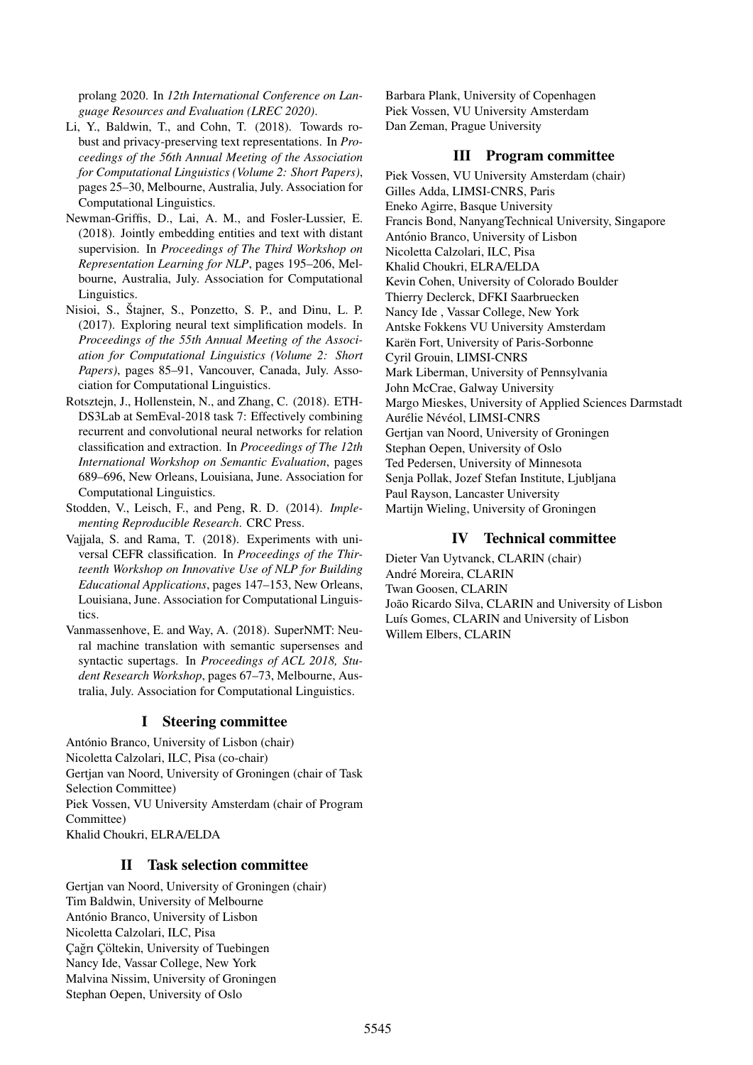prolang 2020. In *12th International Conference on Language Resources and Evaluation (LREC 2020)*.

Li, Y., Baldwin, T., and Cohn, T. (2018). Towards robust and privacy-preserving text representations. In *Proceedings of the 56th Annual Meeting of the Association for Computational Linguistics (Volume 2: Short Papers)*, pages 25–30, Melbourne, Australia, July. Association for Computational Linguistics.

Newman-Griffis, D., Lai, A. M., and Fosler-Lussier, E. (2018). Jointly embedding entities and text with distant supervision. In *Proceedings of The Third Workshop on Representation Learning for NLP*, pages 195–206, Melbourne, Australia, July. Association for Computational Linguistics.

Nisioi, S., Štajner, S., Ponzetto, S. P., and Dinu, L. P. (2017). Exploring neural text simplification models. In *Proceedings of the 55th Annual Meeting of the Association for Computational Linguistics (Volume 2: Short Papers)*, pages 85–91, Vancouver, Canada, July. Association for Computational Linguistics.

Rotsztejn, J., Hollenstein, N., and Zhang, C. (2018). ETH-DS3Lab at SemEval-2018 task 7: Effectively combining recurrent and convolutional neural networks for relation classification and extraction. In *Proceedings of The 12th International Workshop on Semantic Evaluation*, pages 689–696, New Orleans, Louisiana, June. Association for Computational Linguistics.

Stodden, V., Leisch, F., and Peng, R. D. (2014). *Implementing Reproducible Research*. CRC Press.

Vajjala, S. and Rama, T. (2018). Experiments with universal CEFR classification. In *Proceedings of the Thirteenth Workshop on Innovative Use of NLP for Building Educational Applications*, pages 147–153, New Orleans, Louisiana, June. Association for Computational Linguistics.

Vanmassenhove, E. and Way, A. (2018). SuperNMT: Neural machine translation with semantic supersenses and syntactic supertags. In *Proceedings of ACL 2018, Student Research Workshop*, pages 67–73, Melbourne, Australia, July. Association for Computational Linguistics.

## I Steering committee

António Branco, University of Lisbon (chair)
Nicoletta Calzolari, ILC, Pisa (co-chair)
Gertjan van Noord, University of Groningen (chair of Task Selection Committee)
Piek Vossen, VU University Amsterdam (chair of Program Committee)
Khalid Choukri, ELRA/ELDA

## II Task selection committee

Gertjan van Noord, University of Groningen (chair)
Tim Baldwin, University of Melbourne
António Branco, University of Lisbon
Nicoletta Calzolari, ILC, Pisa
Çağrı Çöltekin, University of Tuebingen
Nancy Ide, Vassar College, New York
Malvina Nissim, University of Groningen
Stephan Oepen, University of Oslo
Barbara Plank, University of Copenhagen
Piek Vossen, VU University Amsterdam
Dan Zeman, Prague University

## III Program committee

Piek Vossen, VU University Amsterdam (chair)
Gilles Adda, LIMSI-CNRS, Paris
Eneko Agirre, Basque University
Francis Bond, NanyangTechnical University, Singapore
António Branco, University of Lisbon
Nicoletta Calzolari, ILC, Pisa
Khalid Choukri, ELRA/ELDA
Kevin Cohen, University of Colorado Boulder
Thierry Declerck, DFKI Saarbruecken
Nancy Ide , Vassar College, New York
Antske Fokkens VU University Amsterdam
Karën Fort, University of Paris-Sorbonne
Cyril Grouin, LIMSI-CNRS
Mark Liberman, University of Pennsylvania
John McCrae, Galway University
Margo Mieskes, University of Applied Sciences Darmstadt
Aurélie Névéol, LIMSI-CNRS
Gertjan van Noord, University of Groningen
Stephan Oepen, University of Oslo
Ted Pedersen, University of Minnesota
Senja Pollak, Jozef Stefan Institute, Ljubljana
Paul Rayson, Lancaster University
Martijn Wieling, University of Groningen

## IV Technical committee

Dieter Van Uytvanck, CLARIN (chair)
André Moreira, CLARIN
Twan Goosen, CLARIN
João Ricardo Silva, CLARIN and University of Lisbon
Luís Gomes, CLARIN and University of Lisbon
Willem Elbers, CLARIN